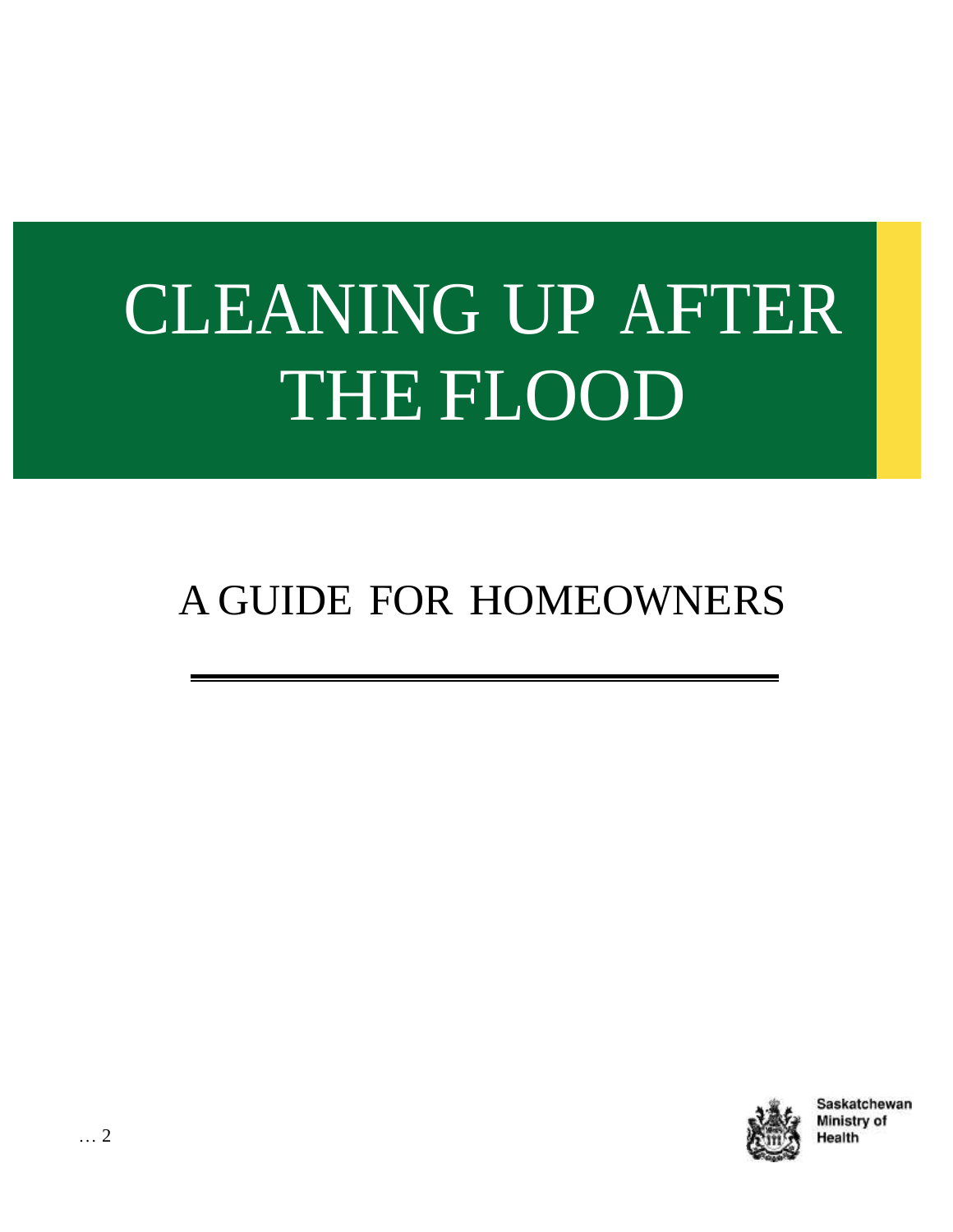# CLEANING UP AFTER THE FLOOD

## A GUIDE FOR HOMEOWNERS

Saskatchewan Ministry of Health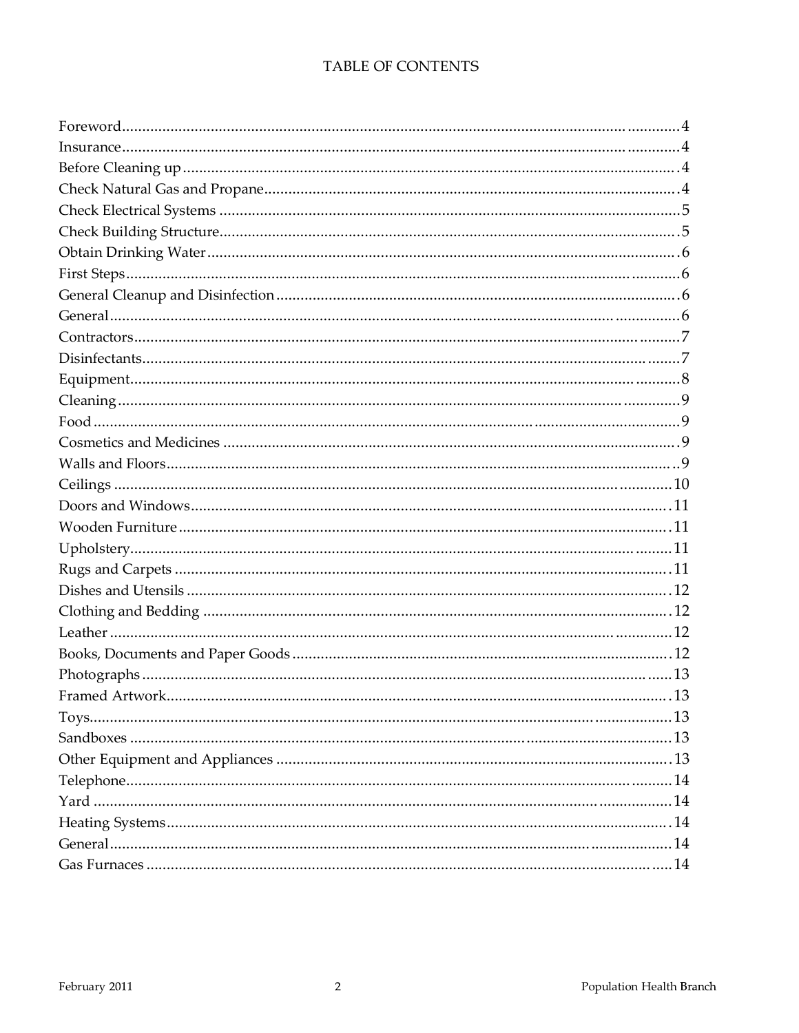# TABLE OF CONTENTS

| | |
|---|---|
| Foreword | 4 |
| Insurance | 4 |
| Before Cleaning up | 4 |
| Check Natural Gas and Propane | 4 |
| Check Electrical Systems | 5 |
| Check Building Structure | 5 |
| Obtain Drinking Water | 6 |
| First Steps | 6 |
| General Cleanup and Disinfection | 6 |
| General | 6 |
| Contractors | 7 |
| Disinfectants | 7 |
| Equipment | 8 |
| Cleaning | 9 |
| Food | 9 |
| Cosmetics and Medicines | 9 |
| Walls and Floors | 9 |
| Ceilings | 10 |
| Doors and Windows | 11 |
| Wooden Furniture | 11 |
| Upholstery | 11 |
| Rugs and Carpets | 11 |
| Dishes and Utensils | 12 |
| Clothing and Bedding | 12 |
| Leather | 12 |
| Books, Documents and Paper Goods | 12 |
| Photographs | 13 |
| Framed Artwork | 13 |
| Toys | 13 |
| Sandboxes | 13 |
| Other Equipment and Appliances | 13 |
| Telephone | 14 |
| Yard | 14 |
| Heating Systems | 14 |
| General | 14 |
| Gas Furnaces | 14 |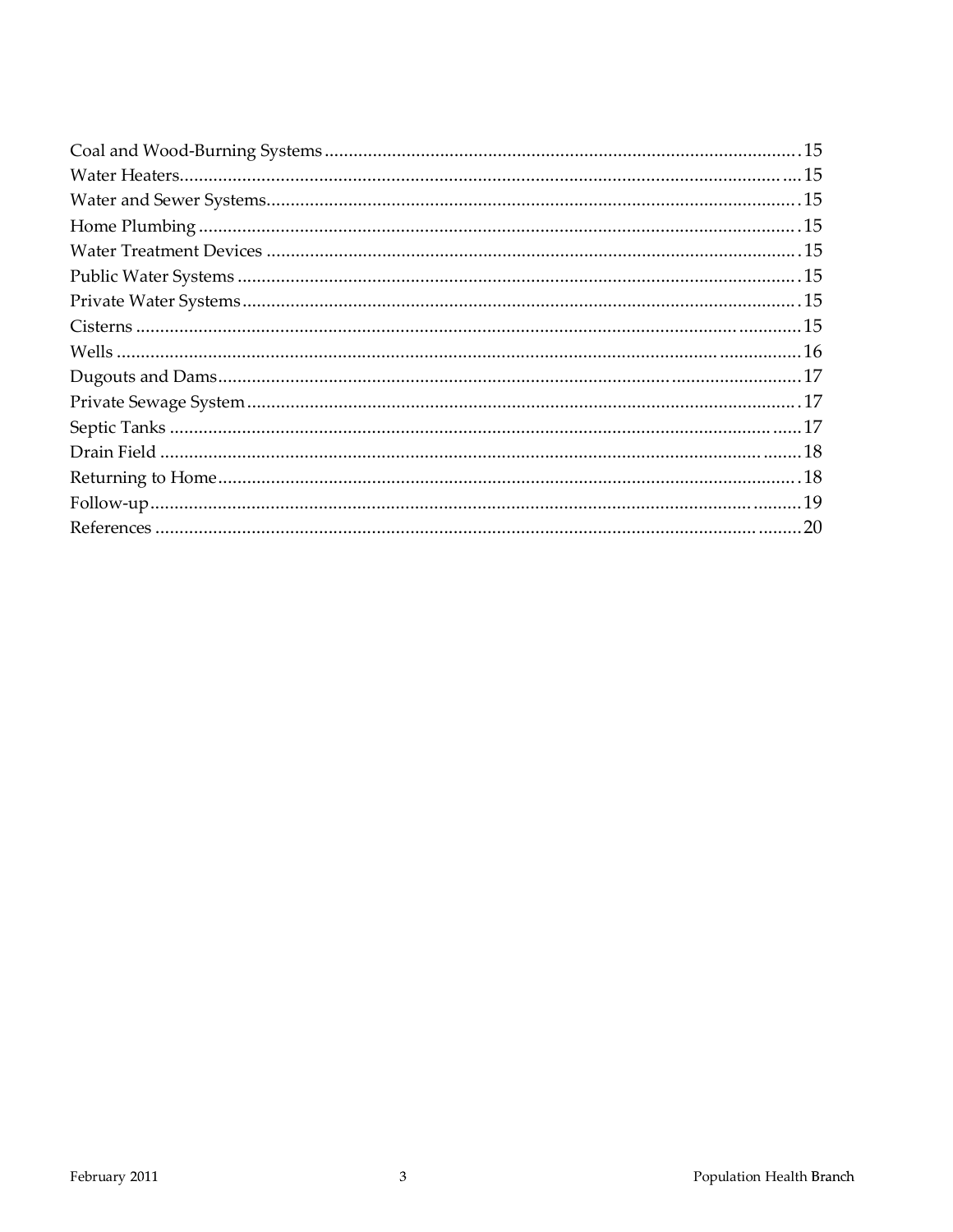Coal and Wood-Burning Systems ........................................................................................ 15
Water Heaters........................................................................................................................ 15
Water and Sewer Systems.................................................................................................... 15
Home Plumbing .................................................................................................................... 15
Water Treatment Devices .................................................................................................... 15
Public Water Systems .......................................................................................................... 15
Private Water Systems......................................................................................................... 15
Cisterns .................................................................................................................................. 15
Wells ...................................................................................................................................... 16
Dugouts and Dams............................................................................................................... 17
Private Sewage System........................................................................................................ 17
Septic Tanks .......................................................................................................................... 17
Drain Field ............................................................................................................................ 18
Returning to Home............................................................................................................... 18
Follow-up............................................................................................................................... 19
References ............................................................................................................................. 20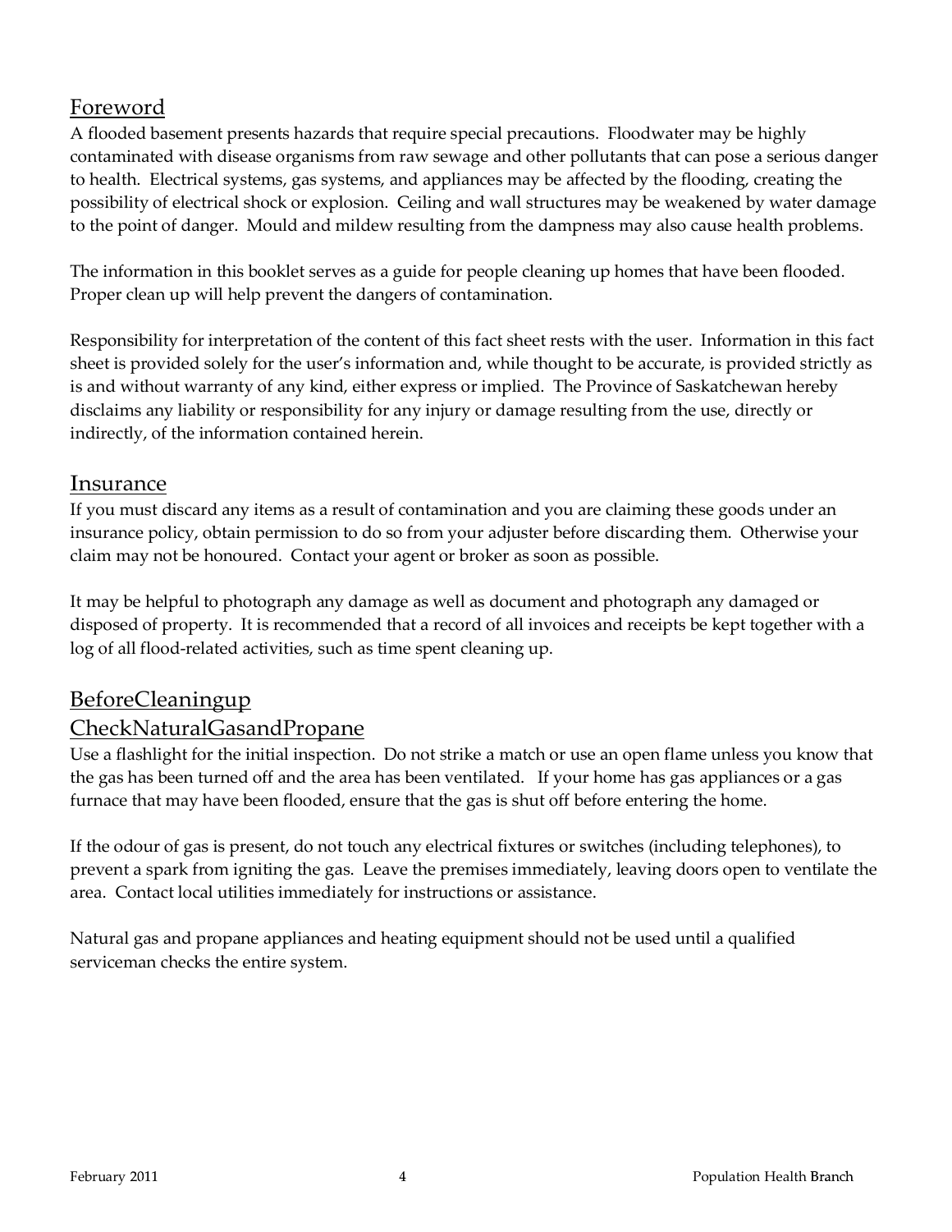## Foreword

A flooded basement presents hazards that require special precautions. Floodwater may be highly contaminated with disease organisms from raw sewage and other pollutants that can pose a serious danger to health. Electrical systems, gas systems, and appliances may be affected by the flooding, creating the possibility of electrical shock or explosion. Ceiling and wall structures may be weakened by water damage to the point of danger. Mould and mildew resulting from the dampness may also cause health problems.

The information in this booklet serves as a guide for people cleaning up homes that have been flooded. Proper clean up will help prevent the dangers of contamination.

Responsibility for interpretation of the content of this fact sheet rests with the user. Information in this fact sheet is provided solely for the user's information and, while thought to be accurate, is provided strictly as is and without warranty of any kind, either express or implied. The Province of Saskatchewan hereby disclaims any liability or responsibility for any injury or damage resulting from the use, directly or indirectly, of the information contained herein.

## Insurance

If you must discard any items as a result of contamination and you are claiming these goods under an insurance policy, obtain permission to do so from your adjuster before discarding them. Otherwise your claim may not be honoured. Contact your agent or broker as soon as possible.

It may be helpful to photograph any damage as well as document and photograph any damaged or disposed of property. It is recommended that a record of all invoices and receipts be kept together with a log of all flood-related activities, such as time spent cleaning up.

## Before Cleaning up

## Check Natural Gas and Propane

Use a flashlight for the initial inspection. Do not strike a match or use an open flame unless you know that the gas has been turned off and the area has been ventilated. If your home has gas appliances or a gas furnace that may have been flooded, ensure that the gas is shut off before entering the home.

If the odour of gas is present, do not touch any electrical fixtures or switches (including telephones), to prevent a spark from igniting the gas. Leave the premises immediately, leaving doors open to ventilate the area. Contact local utilities immediately for instructions or assistance.

Natural gas and propane appliances and heating equipment should not be used until a qualified serviceman checks the entire system.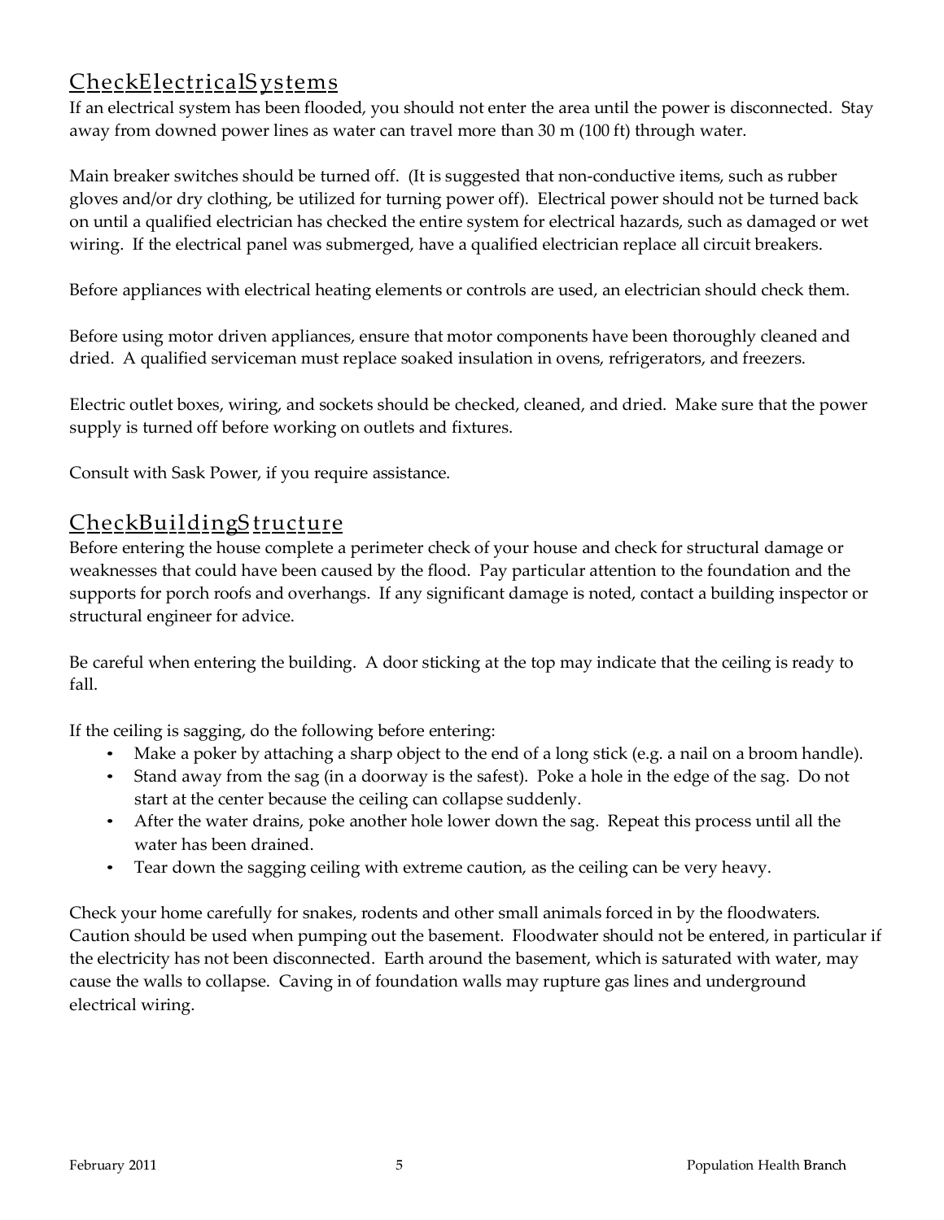## Check Electrical Systems

If an electrical system has been flooded, you should not enter the area until the power is disconnected. Stay away from downed power lines as water can travel more than 30 m (100 ft) through water.

Main breaker switches should be turned off. (It is suggested that non-conductive items, such as rubber gloves and/or dry clothing, be utilized for turning power off). Electrical power should not be turned back on until a qualified electrician has checked the entire system for electrical hazards, such as damaged or wet wiring. If the electrical panel was submerged, have a qualified electrician replace all circuit breakers.

Before appliances with electrical heating elements or controls are used, an electrician should check them.

Before using motor driven appliances, ensure that motor components have been thoroughly cleaned and dried. A qualified serviceman must replace soaked insulation in ovens, refrigerators, and freezers.

Electric outlet boxes, wiring, and sockets should be checked, cleaned, and dried. Make sure that the power supply is turned off before working on outlets and fixtures.

Consult with Sask Power, if you require assistance.

## Check Building Structure

Before entering the house complete a perimeter check of your house and check for structural damage or weaknesses that could have been caused by the flood. Pay particular attention to the foundation and the supports for porch roofs and overhangs. If any significant damage is noted, contact a building inspector or structural engineer for advice.

Be careful when entering the building. A door sticking at the top may indicate that the ceiling is ready to fall.

If the ceiling is sagging, do the following before entering:

- Make a poker by attaching a sharp object to the end of a long stick (e.g. a nail on a broom handle).
- Stand away from the sag (in a doorway is the safest). Poke a hole in the edge of the sag. Do not start at the center because the ceiling can collapse suddenly.
- After the water drains, poke another hole lower down the sag. Repeat this process until all the water has been drained.
- Tear down the sagging ceiling with extreme caution, as the ceiling can be very heavy.

Check your home carefully for snakes, rodents and other small animals forced in by the floodwaters. Caution should be used when pumping out the basement. Floodwater should not be entered, in particular if the electricity has not been disconnected. Earth around the basement, which is saturated with water, may cause the walls to collapse. Caving in of foundation walls may rupture gas lines and underground electrical wiring.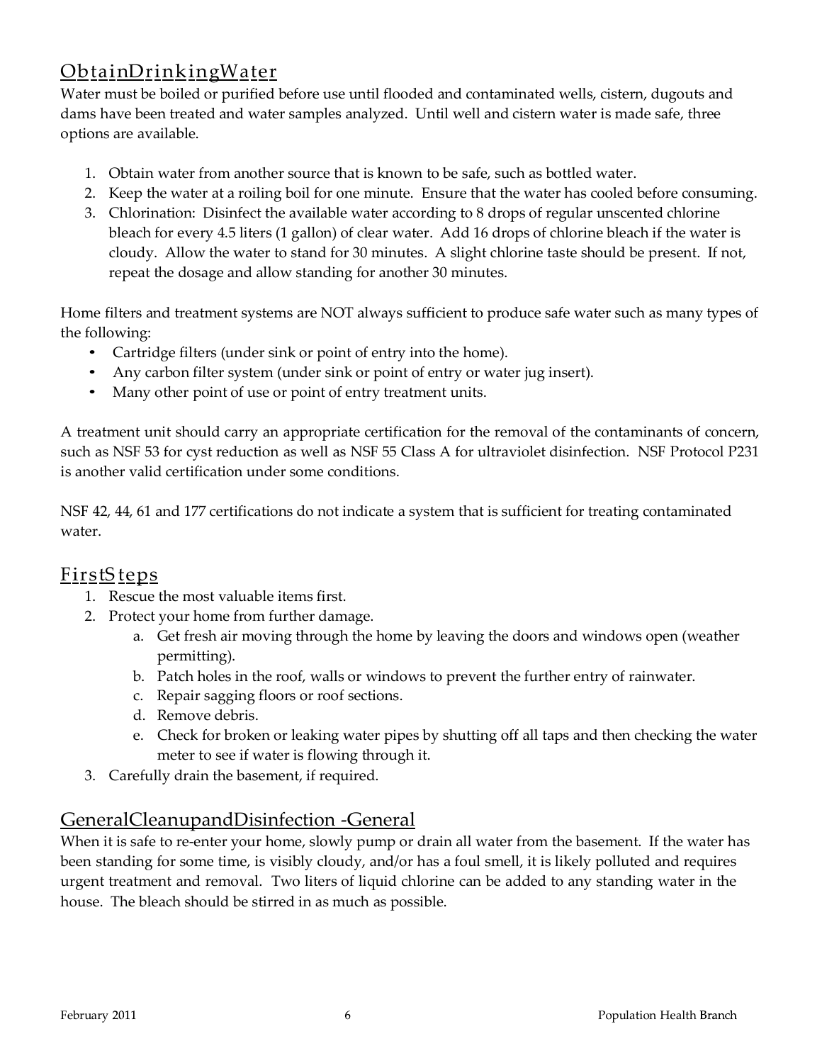## Obtain Drinking Water

Water must be boiled or purified before use until flooded and contaminated wells, cistern, dugouts and dams have been treated and water samples analyzed. Until well and cistern water is made safe, three options are available.

1. Obtain water from another source that is known to be safe, such as bottled water.
2. Keep the water at a roiling boil for one minute. Ensure that the water has cooled before consuming.
3. Chlorination: Disinfect the available water according to 8 drops of regular unscented chlorine bleach for every 4.5 liters (1 gallon) of clear water. Add 16 drops of chlorine bleach if the water is cloudy. Allow the water to stand for 30 minutes. A slight chlorine taste should be present. If not, repeat the dosage and allow standing for another 30 minutes.

Home filters and treatment systems are NOT always sufficient to produce safe water such as many types of the following:

- Cartridge filters (under sink or point of entry into the home).
- Any carbon filter system (under sink or point of entry or water jug insert).
- Many other point of use or point of entry treatment units.

A treatment unit should carry an appropriate certification for the removal of the contaminants of concern, such as NSF 53 for cyst reduction as well as NSF 55 Class A for ultraviolet disinfection. NSF Protocol P231 is another valid certification under some conditions.

NSF 42, 44, 61 and 177 certifications do not indicate a system that is sufficient for treating contaminated water.

## First Steps

1. Rescue the most valuable items first.
2. Protect your home from further damage.
   a. Get fresh air moving through the home by leaving the doors and windows open (weather permitting).
   b. Patch holes in the roof, walls or windows to prevent the further entry of rainwater.
   c. Repair sagging floors or roof sections.
   d. Remove debris.
   e. Check for broken or leaking water pipes by shutting off all taps and then checking the water meter to see if water is flowing through it.
3. Carefully drain the basement, if required.

## General Cleanup and Disinfection - General

When it is safe to re-enter your home, slowly pump or drain all water from the basement. If the water has been standing for some time, is visibly cloudy, and/or has a foul smell, it is likely polluted and requires urgent treatment and removal. Two liters of liquid chlorine can be added to any standing water in the house. The bleach should be stirred in as much as possible.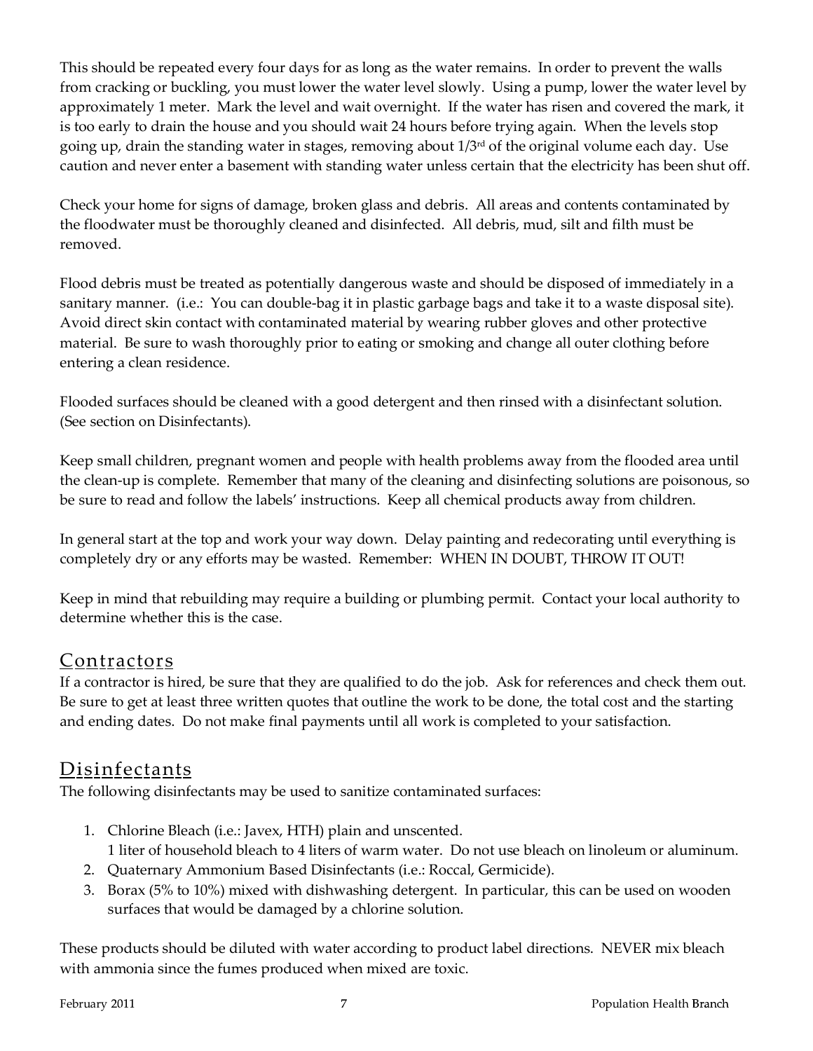This should be repeated every four days for as long as the water remains. In order to prevent the walls from cracking or buckling, you must lower the water level slowly. Using a pump, lower the water level by approximately 1 meter. Mark the level and wait overnight. If the water has risen and covered the mark, it is too early to drain the house and you should wait 24 hours before trying again. When the levels stop going up, drain the standing water in stages, removing about 1/3rd of the original volume each day. Use caution and never enter a basement with standing water unless certain that the electricity has been shut off.

Check your home for signs of damage, broken glass and debris. All areas and contents contaminated by the floodwater must be thoroughly cleaned and disinfected. All debris, mud, silt and filth must be removed.

Flood debris must be treated as potentially dangerous waste and should be disposed of immediately in a sanitary manner. (i.e.: You can double-bag it in plastic garbage bags and take it to a waste disposal site). Avoid direct skin contact with contaminated material by wearing rubber gloves and other protective material. Be sure to wash thoroughly prior to eating or smoking and change all outer clothing before entering a clean residence.

Flooded surfaces should be cleaned with a good detergent and then rinsed with a disinfectant solution. (See section on Disinfectants).

Keep small children, pregnant women and people with health problems away from the flooded area until the clean-up is complete. Remember that many of the cleaning and disinfecting solutions are poisonous, so be sure to read and follow the labels' instructions. Keep all chemical products away from children.

In general start at the top and work your way down. Delay painting and redecorating until everything is completely dry or any efforts may be wasted. Remember: WHEN IN DOUBT, THROW IT OUT!

Keep in mind that rebuilding may require a building or plumbing permit. Contact your local authority to determine whether this is the case.

## Contractors

If a contractor is hired, be sure that they are qualified to do the job. Ask for references and check them out. Be sure to get at least three written quotes that outline the work to be done, the total cost and the starting and ending dates. Do not make final payments until all work is completed to your satisfaction.

## Disinfectants

The following disinfectants may be used to sanitize contaminated surfaces:

1. Chlorine Bleach (i.e.: Javex, HTH) plain and unscented.
   1 liter of household bleach to 4 liters of warm water. Do not use bleach on linoleum or aluminum.
2. Quaternary Ammonium Based Disinfectants (i.e.: Roccal, Germicide).
3. Borax (5% to 10%) mixed with dishwashing detergent. In particular, this can be used on wooden surfaces that would be damaged by a chlorine solution.

These products should be diluted with water according to product label directions. NEVER mix bleach with ammonia since the fumes produced when mixed are toxic.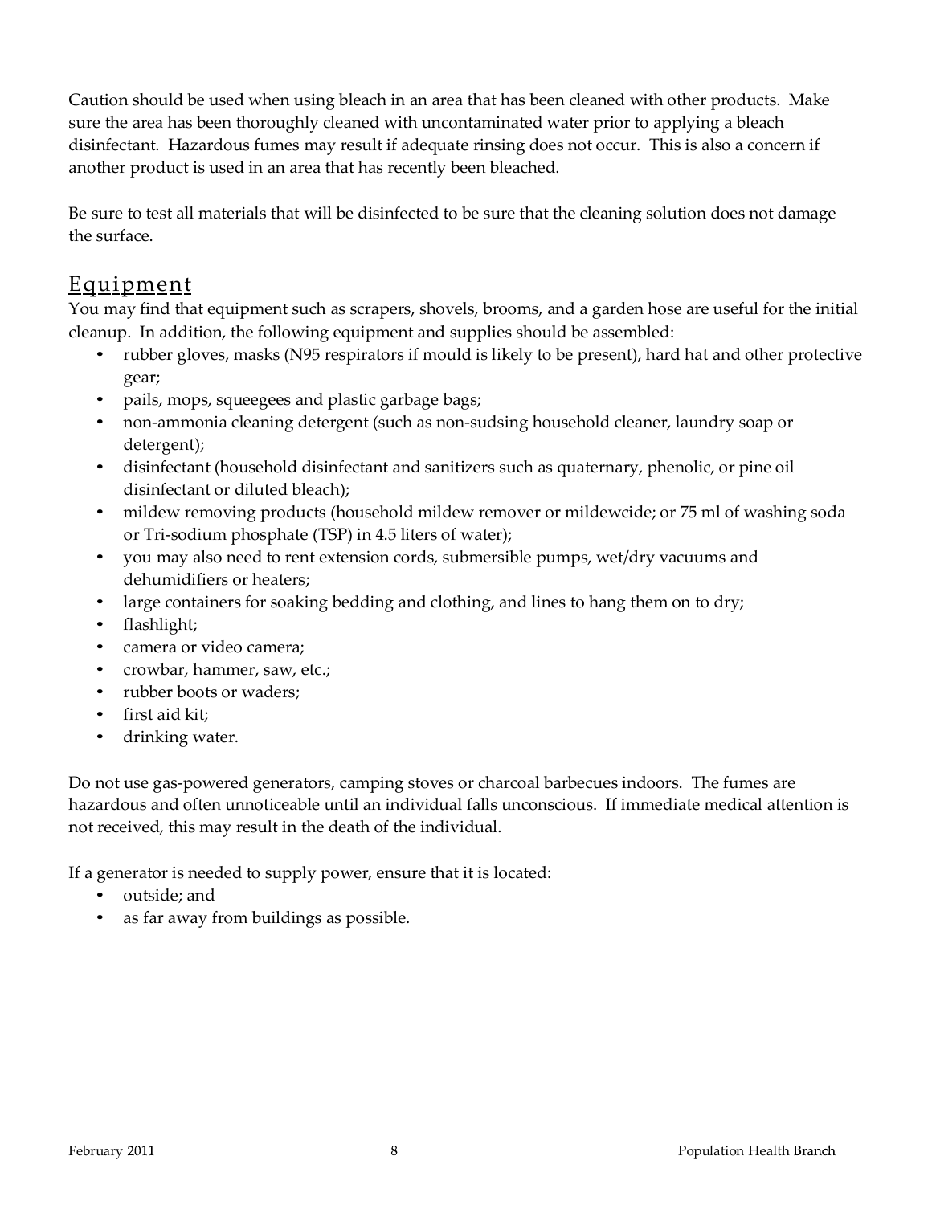Caution should be used when using bleach in an area that has been cleaned with other products. Make sure the area has been thoroughly cleaned with uncontaminated water prior to applying a bleach disinfectant. Hazardous fumes may result if adequate rinsing does not occur. This is also a concern if another product is used in an area that has recently been bleached.

Be sure to test all materials that will be disinfected to be sure that the cleaning solution does not damage the surface.

## Equipment

You may find that equipment such as scrapers, shovels, brooms, and a garden hose are useful for the initial cleanup. In addition, the following equipment and supplies should be assembled:

- rubber gloves, masks (N95 respirators if mould is likely to be present), hard hat and other protective gear;
- pails, mops, squeegees and plastic garbage bags;
- non-ammonia cleaning detergent (such as non-sudsing household cleaner, laundry soap or detergent);
- disinfectant (household disinfectant and sanitizers such as quaternary, phenolic, or pine oil disinfectant or diluted bleach);
- mildew removing products (household mildew remover or mildewcide; or 75 ml of washing soda or Tri-sodium phosphate (TSP) in 4.5 liters of water);
- you may also need to rent extension cords, submersible pumps, wet/dry vacuums and dehumidifiers or heaters;
- large containers for soaking bedding and clothing, and lines to hang them on to dry;
- flashlight;
- camera or video camera;
- crowbar, hammer, saw, etc.;
- rubber boots or waders;
- first aid kit;
- drinking water.

Do not use gas-powered generators, camping stoves or charcoal barbecues indoors. The fumes are hazardous and often unnoticeable until an individual falls unconscious. If immediate medical attention is not received, this may result in the death of the individual.

If a generator is needed to supply power, ensure that it is located:

- outside; and
- as far away from buildings as possible.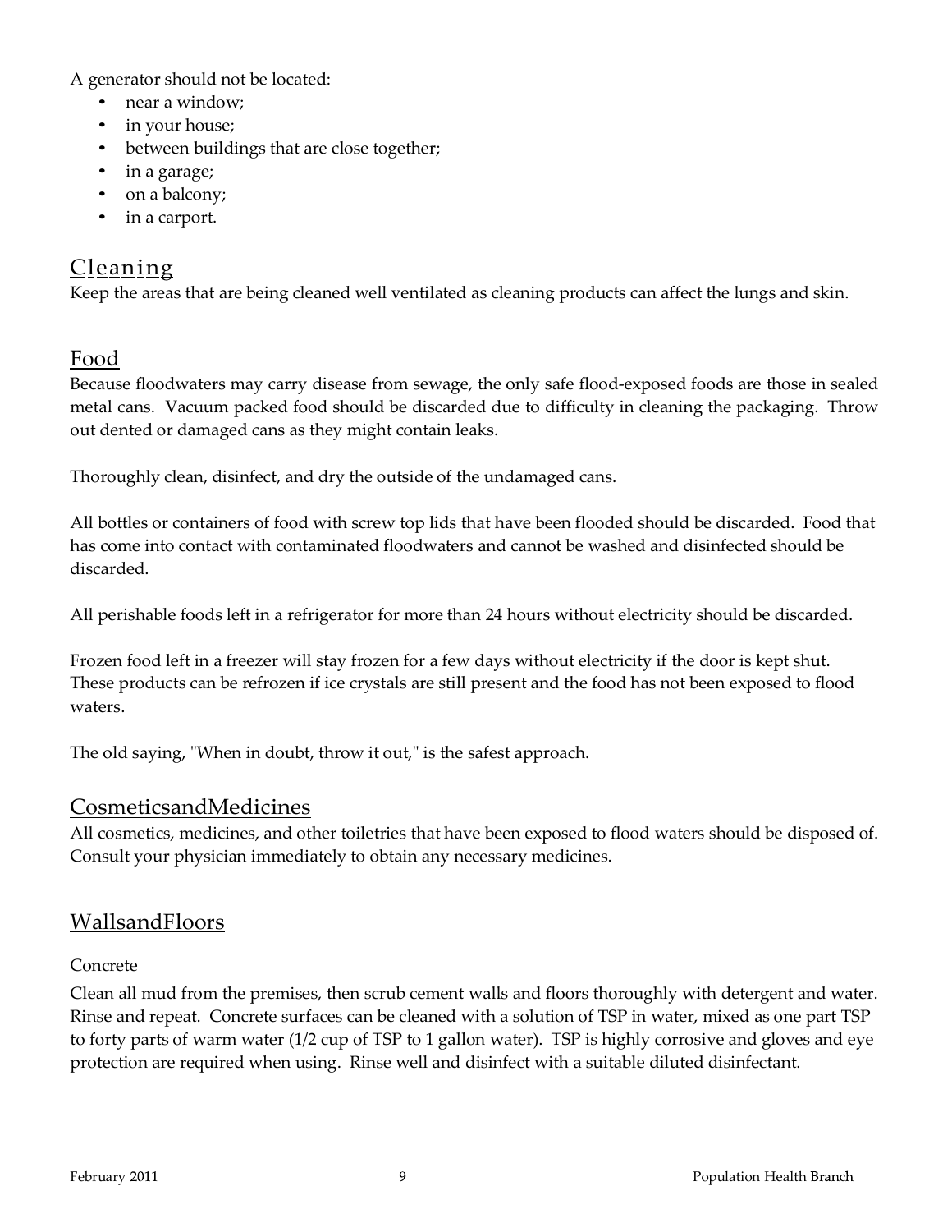A generator should not be located:

- near a window;
- in your house;
- between buildings that are close together;
- in a garage;
- on a balcony;
- in a carport.

## Cleaning

Keep the areas that are being cleaned well ventilated as cleaning products can affect the lungs and skin.

## Food

Because floodwaters may carry disease from sewage, the only safe flood-exposed foods are those in sealed metal cans. Vacuum packed food should be discarded due to difficulty in cleaning the packaging. Throw out dented or damaged cans as they might contain leaks.

Thoroughly clean, disinfect, and dry the outside of the undamaged cans.

All bottles or containers of food with screw top lids that have been flooded should be discarded. Food that has come into contact with contaminated floodwaters and cannot be washed and disinfected should be discarded.

All perishable foods left in a refrigerator for more than 24 hours without electricity should be discarded.

Frozen food left in a freezer will stay frozen for a few days without electricity if the door is kept shut. These products can be refrozen if ice crystals are still present and the food has not been exposed to flood waters.

The old saying, "When in doubt, throw it out," is the safest approach.

## CosmeticsandMedicines

All cosmetics, medicines, and other toiletries that have been exposed to flood waters should be disposed of. Consult your physician immediately to obtain any necessary medicines.

## WallsandFloors

### Concrete

Clean all mud from the premises, then scrub cement walls and floors thoroughly with detergent and water. Rinse and repeat. Concrete surfaces can be cleaned with a solution of TSP in water, mixed as one part TSP to forty parts of warm water (1/2 cup of TSP to 1 gallon water). TSP is highly corrosive and gloves and eye protection are required when using. Rinse well and disinfect with a suitable diluted disinfectant.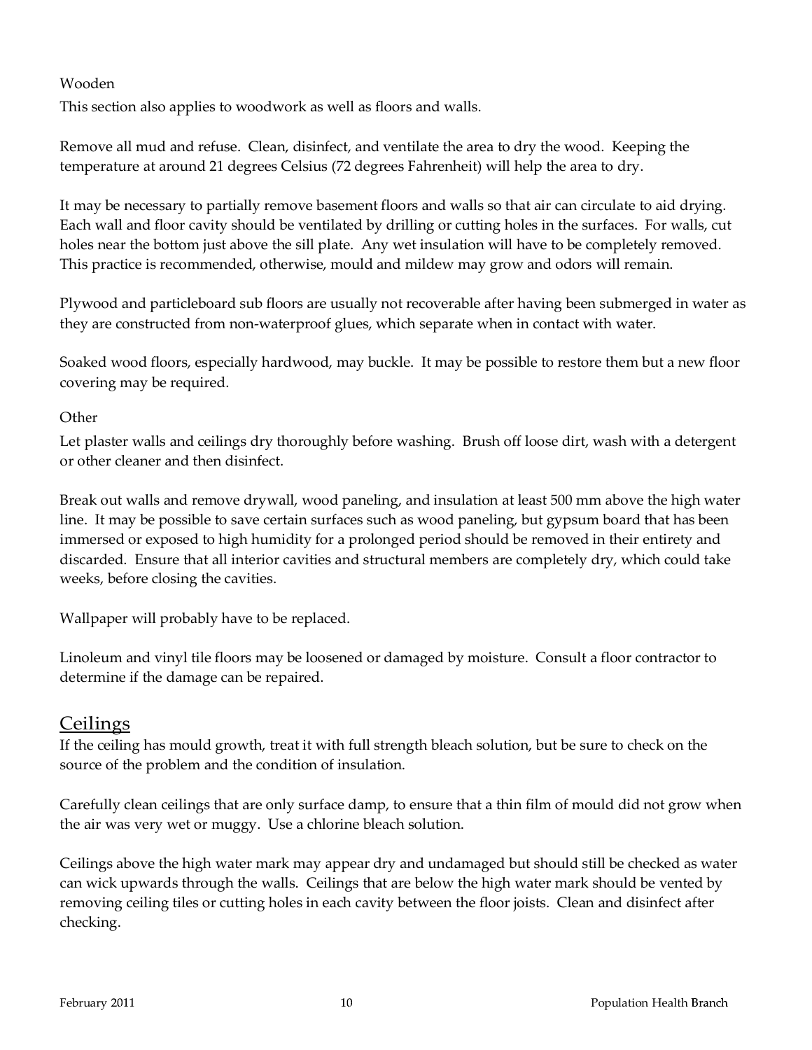### Wooden

This section also applies to woodwork as well as floors and walls.

Remove all mud and refuse. Clean, disinfect, and ventilate the area to dry the wood. Keeping the temperature at around 21 degrees Celsius (72 degrees Fahrenheit) will help the area to dry.

It may be necessary to partially remove basement floors and walls so that air can circulate to aid drying. Each wall and floor cavity should be ventilated by drilling or cutting holes in the surfaces. For walls, cut holes near the bottom just above the sill plate. Any wet insulation will have to be completely removed. This practice is recommended, otherwise, mould and mildew may grow and odors will remain.

Plywood and particleboard sub floors are usually not recoverable after having been submerged in water as they are constructed from non-waterproof glues, which separate when in contact with water.

Soaked wood floors, especially hardwood, may buckle. It may be possible to restore them but a new floor covering may be required.

### Other

Let plaster walls and ceilings dry thoroughly before washing. Brush off loose dirt, wash with a detergent or other cleaner and then disinfect.

Break out walls and remove drywall, wood paneling, and insulation at least 500 mm above the high water line. It may be possible to save certain surfaces such as wood paneling, but gypsum board that has been immersed or exposed to high humidity for a prolonged period should be removed in their entirety and discarded. Ensure that all interior cavities and structural members are completely dry, which could take weeks, before closing the cavities.

Wallpaper will probably have to be replaced.

Linoleum and vinyl tile floors may be loosened or damaged by moisture. Consult a floor contractor to determine if the damage can be repaired.

## Ceilings

If the ceiling has mould growth, treat it with full strength bleach solution, but be sure to check on the source of the problem and the condition of insulation.

Carefully clean ceilings that are only surface damp, to ensure that a thin film of mould did not grow when the air was very wet or muggy. Use a chlorine bleach solution.

Ceilings above the high water mark may appear dry and undamaged but should still be checked as water can wick upwards through the walls. Ceilings that are below the high water mark should be vented by removing ceiling tiles or cutting holes in each cavity between the floor joists. Clean and disinfect after checking.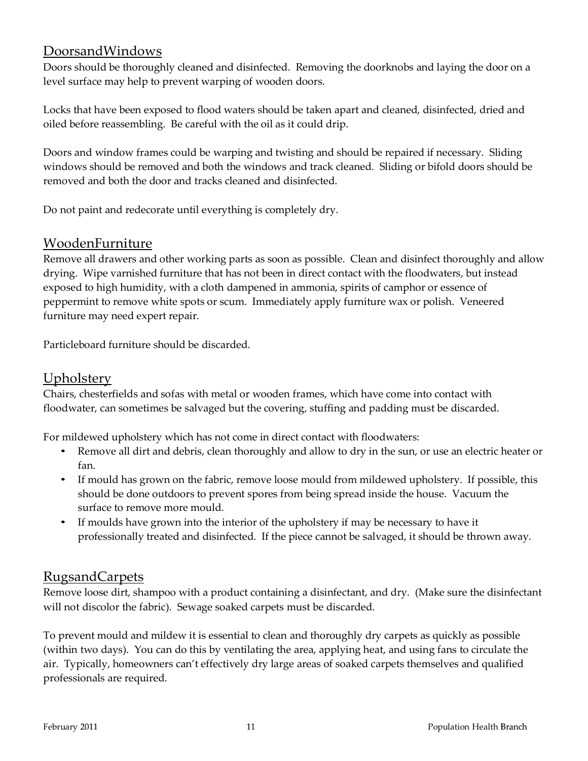## DoorsandWindows

Doors should be thoroughly cleaned and disinfected. Removing the doorknobs and laying the door on a level surface may help to prevent warping of wooden doors.

Locks that have been exposed to flood waters should be taken apart and cleaned, disinfected, dried and oiled before reassembling. Be careful with the oil as it could drip.

Doors and window frames could be warping and twisting and should be repaired if necessary. Sliding windows should be removed and both the windows and track cleaned. Sliding or bifold doors should be removed and both the door and tracks cleaned and disinfected.

Do not paint and redecorate until everything is completely dry.

## WoodenFurniture

Remove all drawers and other working parts as soon as possible. Clean and disinfect thoroughly and allow drying. Wipe varnished furniture that has not been in direct contact with the floodwaters, but instead exposed to high humidity, with a cloth dampened in ammonia, spirits of camphor or essence of peppermint to remove white spots or scum. Immediately apply furniture wax or polish. Veneered furniture may need expert repair.

Particleboard furniture should be discarded.

## Upholstery

Chairs, chesterfields and sofas with metal or wooden frames, which have come into contact with floodwater, can sometimes be salvaged but the covering, stuffing and padding must be discarded.

For mildewed upholstery which has not come in direct contact with floodwaters:

- Remove all dirt and debris, clean thoroughly and allow to dry in the sun, or use an electric heater or fan.
- If mould has grown on the fabric, remove loose mould from mildewed upholstery. If possible, this should be done outdoors to prevent spores from being spread inside the house. Vacuum the surface to remove more mould.
- If moulds have grown into the interior of the upholstery if may be necessary to have it professionally treated and disinfected. If the piece cannot be salvaged, it should be thrown away.

## RugsandCarpets

Remove loose dirt, shampoo with a product containing a disinfectant, and dry. (Make sure the disinfectant will not discolor the fabric). Sewage soaked carpets must be discarded.

To prevent mould and mildew it is essential to clean and thoroughly dry carpets as quickly as possible (within two days). You can do this by ventilating the area, applying heat, and using fans to circulate the air. Typically, homeowners can't effectively dry large areas of soaked carpets themselves and qualified professionals are required.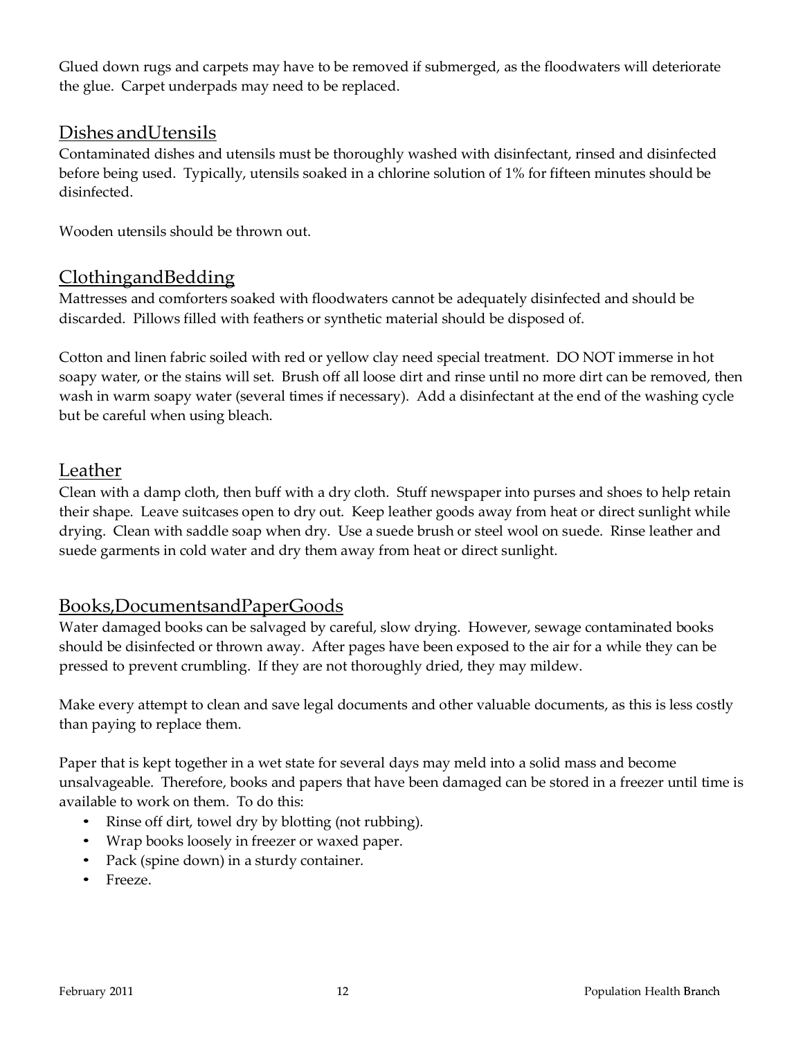Glued down rugs and carpets may have to be removed if submerged, as the floodwaters will deteriorate the glue. Carpet underpads may need to be replaced.

## Dishes and Utensils

Contaminated dishes and utensils must be thoroughly washed with disinfectant, rinsed and disinfected before being used. Typically, utensils soaked in a chlorine solution of 1% for fifteen minutes should be disinfected.

Wooden utensils should be thrown out.

## Clothing and Bedding

Mattresses and comforters soaked with floodwaters cannot be adequately disinfected and should be discarded. Pillows filled with feathers or synthetic material should be disposed of.

Cotton and linen fabric soiled with red or yellow clay need special treatment. DO NOT immerse in hot soapy water, or the stains will set. Brush off all loose dirt and rinse until no more dirt can be removed, then wash in warm soapy water (several times if necessary). Add a disinfectant at the end of the washing cycle but be careful when using bleach.

## Leather

Clean with a damp cloth, then buff with a dry cloth. Stuff newspaper into purses and shoes to help retain their shape. Leave suitcases open to dry out. Keep leather goods away from heat or direct sunlight while drying. Clean with saddle soap when dry. Use a suede brush or steel wool on suede. Rinse leather and suede garments in cold water and dry them away from heat or direct sunlight.

## Books, Documents and Paper Goods

Water damaged books can be salvaged by careful, slow drying. However, sewage contaminated books should be disinfected or thrown away. After pages have been exposed to the air for a while they can be pressed to prevent crumbling. If they are not thoroughly dried, they may mildew.

Make every attempt to clean and save legal documents and other valuable documents, as this is less costly than paying to replace them.

Paper that is kept together in a wet state for several days may meld into a solid mass and become unsalvageable. Therefore, books and papers that have been damaged can be stored in a freezer until time is available to work on them. To do this:

- Rinse off dirt, towel dry by blotting (not rubbing).
- Wrap books loosely in freezer or waxed paper.
- Pack (spine down) in a sturdy container.
- Freeze.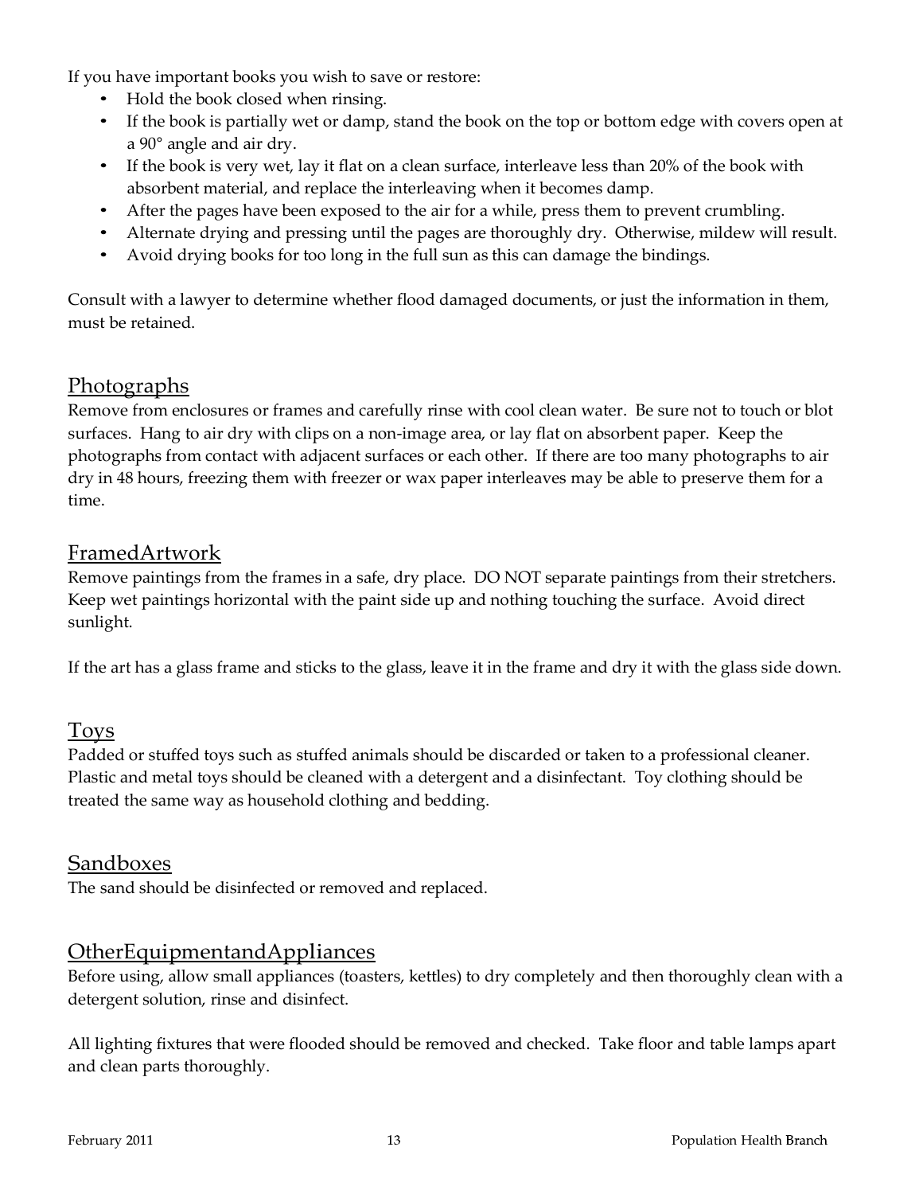If you have important books you wish to save or restore:

- Hold the book closed when rinsing.
- If the book is partially wet or damp, stand the book on the top or bottom edge with covers open at a 90° angle and air dry.
- If the book is very wet, lay it flat on a clean surface, interleave less than 20% of the book with absorbent material, and replace the interleaving when it becomes damp.
- After the pages have been exposed to the air for a while, press them to prevent crumbling.
- Alternate drying and pressing until the pages are thoroughly dry. Otherwise, mildew will result.
- Avoid drying books for too long in the full sun as this can damage the bindings.

Consult with a lawyer to determine whether flood damaged documents, or just the information in them, must be retained.

## Photographs

Remove from enclosures or frames and carefully rinse with cool clean water. Be sure not to touch or blot surfaces. Hang to air dry with clips on a non-image area, or lay flat on absorbent paper. Keep the photographs from contact with adjacent surfaces or each other. If there are too many photographs to air dry in 48 hours, freezing them with freezer or wax paper interleaves may be able to preserve them for a time.

## FramedArtwork

Remove paintings from the frames in a safe, dry place. DO NOT separate paintings from their stretchers. Keep wet paintings horizontal with the paint side up and nothing touching the surface. Avoid direct sunlight.

If the art has a glass frame and sticks to the glass, leave it in the frame and dry it with the glass side down.

## Toys

Padded or stuffed toys such as stuffed animals should be discarded or taken to a professional cleaner. Plastic and metal toys should be cleaned with a detergent and a disinfectant. Toy clothing should be treated the same way as household clothing and bedding.

## Sandboxes

The sand should be disinfected or removed and replaced.

## OtherEquipmentandAppliances

Before using, allow small appliances (toasters, kettles) to dry completely and then thoroughly clean with a detergent solution, rinse and disinfect.

All lighting fixtures that were flooded should be removed and checked. Take floor and table lamps apart and clean parts thoroughly.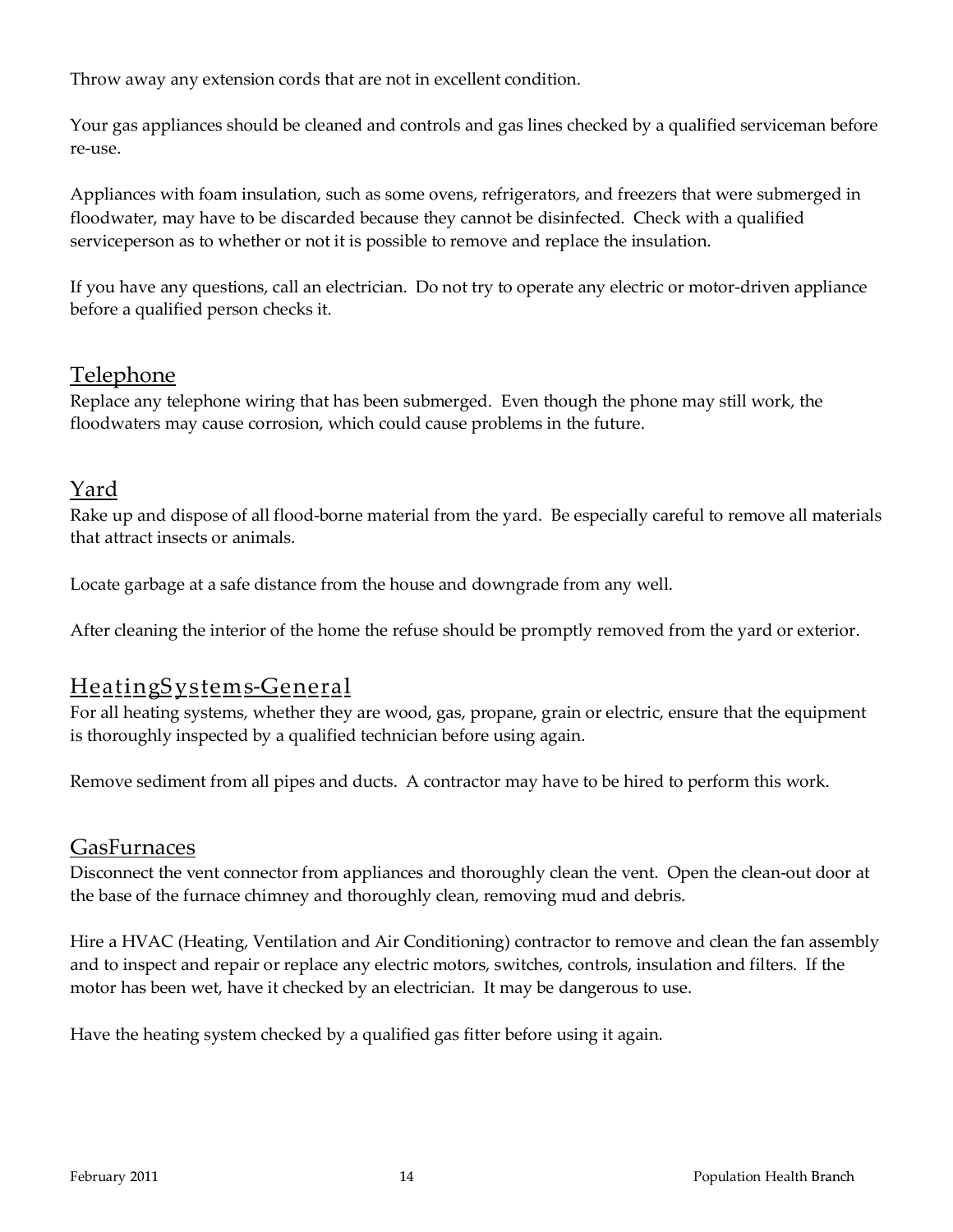Throw away any extension cords that are not in excellent condition.

Your gas appliances should be cleaned and controls and gas lines checked by a qualified serviceman before re-use.

Appliances with foam insulation, such as some ovens, refrigerators, and freezers that were submerged in floodwater, may have to be discarded because they cannot be disinfected. Check with a qualified serviceperson as to whether or not it is possible to remove and replace the insulation.

If you have any questions, call an electrician. Do not try to operate any electric or motor-driven appliance before a qualified person checks it.

## Telephone

Replace any telephone wiring that has been submerged. Even though the phone may still work, the floodwaters may cause corrosion, which could cause problems in the future.

## Yard

Rake up and dispose of all flood-borne material from the yard. Be especially careful to remove all materials that attract insects or animals.

Locate garbage at a safe distance from the house and downgrade from any well.

After cleaning the interior of the home the refuse should be promptly removed from the yard or exterior.

## HeatingSystems-General

For all heating systems, whether they are wood, gas, propane, grain or electric, ensure that the equipment is thoroughly inspected by a qualified technician before using again.

Remove sediment from all pipes and ducts. A contractor may have to be hired to perform this work.

## GasFurnaces

Disconnect the vent connector from appliances and thoroughly clean the vent. Open the clean-out door at the base of the furnace chimney and thoroughly clean, removing mud and debris.

Hire a HVAC (Heating, Ventilation and Air Conditioning) contractor to remove and clean the fan assembly and to inspect and repair or replace any electric motors, switches, controls, insulation and filters. If the motor has been wet, have it checked by an electrician. It may be dangerous to use.

Have the heating system checked by a qualified gas fitter before using it again.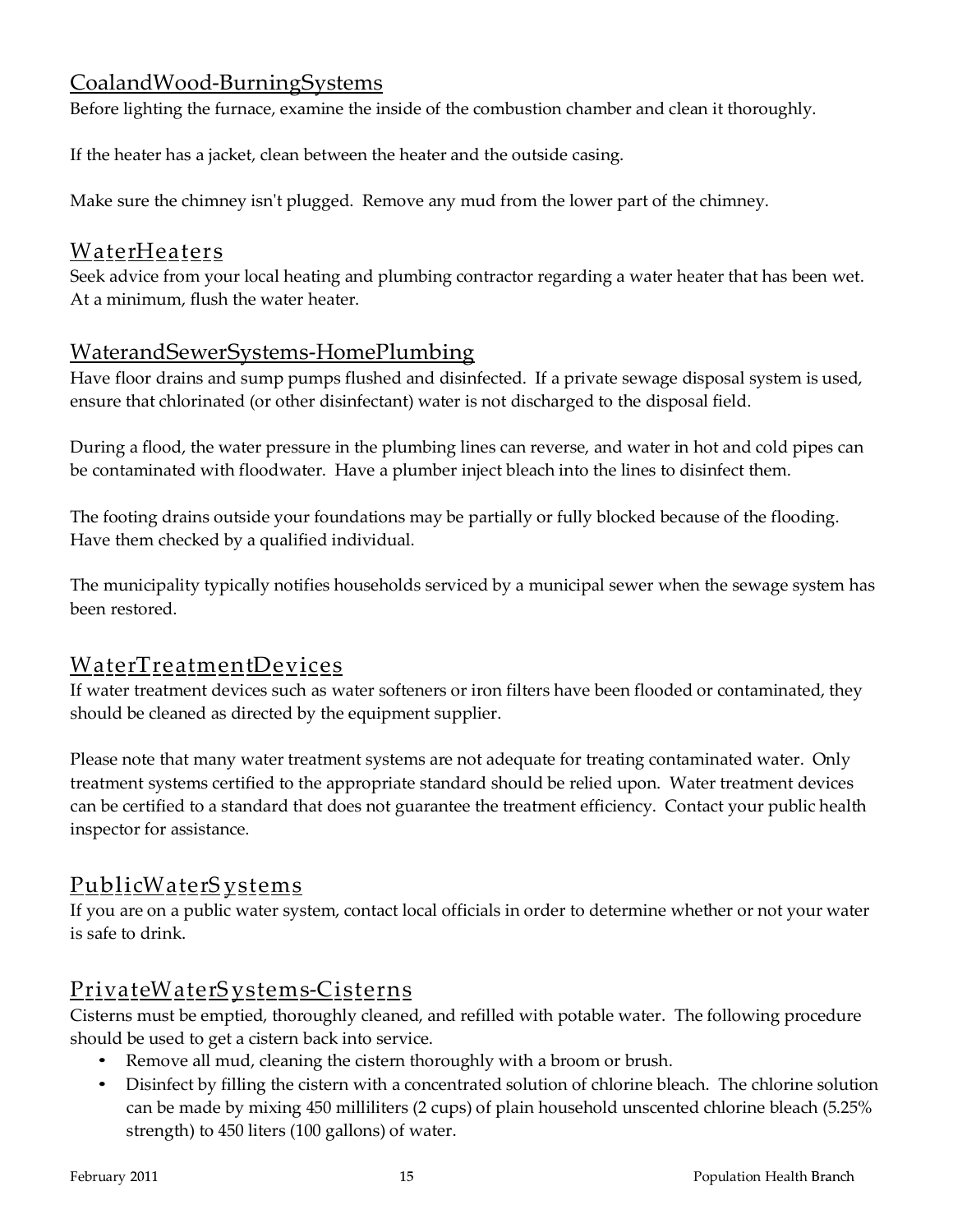## CoalandWood-BurningSystems

Before lighting the furnace, examine the inside of the combustion chamber and clean it thoroughly.

If the heater has a jacket, clean between the heater and the outside casing.

Make sure the chimney isn't plugged. Remove any mud from the lower part of the chimney.

## WaterHeaters

Seek advice from your local heating and plumbing contractor regarding a water heater that has been wet. At a minimum, flush the water heater.

## WaterandSewerSystems-HomePlumbing

Have floor drains and sump pumps flushed and disinfected. If a private sewage disposal system is used, ensure that chlorinated (or other disinfectant) water is not discharged to the disposal field.

During a flood, the water pressure in the plumbing lines can reverse, and water in hot and cold pipes can be contaminated with floodwater. Have a plumber inject bleach into the lines to disinfect them.

The footing drains outside your foundations may be partially or fully blocked because of the flooding. Have them checked by a qualified individual.

The municipality typically notifies households serviced by a municipal sewer when the sewage system has been restored.

## WaterTreatmentDevices

If water treatment devices such as water softeners or iron filters have been flooded or contaminated, they should be cleaned as directed by the equipment supplier.

Please note that many water treatment systems are not adequate for treating contaminated water. Only treatment systems certified to the appropriate standard should be relied upon. Water treatment devices can be certified to a standard that does not guarantee the treatment efficiency. Contact your public health inspector for assistance.

## PublicWaterSystems

If you are on a public water system, contact local officials in order to determine whether or not your water is safe to drink.

## PrivateWaterSystems-Cisterns

Cisterns must be emptied, thoroughly cleaned, and refilled with potable water. The following procedure should be used to get a cistern back into service.

- Remove all mud, cleaning the cistern thoroughly with a broom or brush.
- Disinfect by filling the cistern with a concentrated solution of chlorine bleach. The chlorine solution can be made by mixing 450 milliliters (2 cups) of plain household unscented chlorine bleach (5.25% strength) to 450 liters (100 gallons) of water.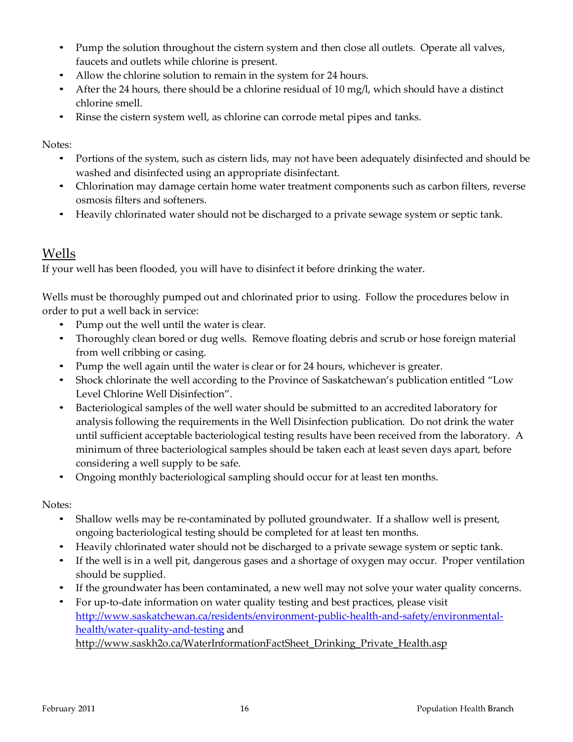- Pump the solution throughout the cistern system and then close all outlets. Operate all valves, faucets and outlets while chlorine is present.
- Allow the chlorine solution to remain in the system for 24 hours.
- After the 24 hours, there should be a chlorine residual of 10 mg/l, which should have a distinct chlorine smell.
- Rinse the cistern system well, as chlorine can corrode metal pipes and tanks.

Notes:

- Portions of the system, such as cistern lids, may not have been adequately disinfected and should be washed and disinfected using an appropriate disinfectant.
- Chlorination may damage certain home water treatment components such as carbon filters, reverse osmosis filters and softeners.
- Heavily chlorinated water should not be discharged to a private sewage system or septic tank.

## Wells

If your well has been flooded, you will have to disinfect it before drinking the water.

Wells must be thoroughly pumped out and chlorinated prior to using. Follow the procedures below in order to put a well back in service:

- Pump out the well until the water is clear.
- Thoroughly clean bored or dug wells. Remove floating debris and scrub or hose foreign material from well cribbing or casing.
- Pump the well again until the water is clear or for 24 hours, whichever is greater.
- Shock chlorinate the well according to the Province of Saskatchewan's publication entitled "Low Level Chlorine Well Disinfection".
- Bacteriological samples of the well water should be submitted to an accredited laboratory for analysis following the requirements in the Well Disinfection publication. Do not drink the water until sufficient acceptable bacteriological testing results have been received from the laboratory. A minimum of three bacteriological samples should be taken each at least seven days apart, before considering a well supply to be safe.
- Ongoing monthly bacteriological sampling should occur for at least ten months.

Notes:

- Shallow wells may be re-contaminated by polluted groundwater. If a shallow well is present, ongoing bacteriological testing should be completed for at least ten months.
- Heavily chlorinated water should not be discharged to a private sewage system or septic tank.
- If the well is in a well pit, dangerous gases and a shortage of oxygen may occur. Proper ventilation should be supplied.
- If the groundwater has been contaminated, a new well may not solve your water quality concerns.
- For up-to-date information on water quality testing and best practices, please visit http://www.saskatchewan.ca/residents/environment-public-health-and-safety/environmental-health/water-quality-and-testing and http://www.saskh2o.ca/WaterInformationFactSheet_Drinking_Private_Health.asp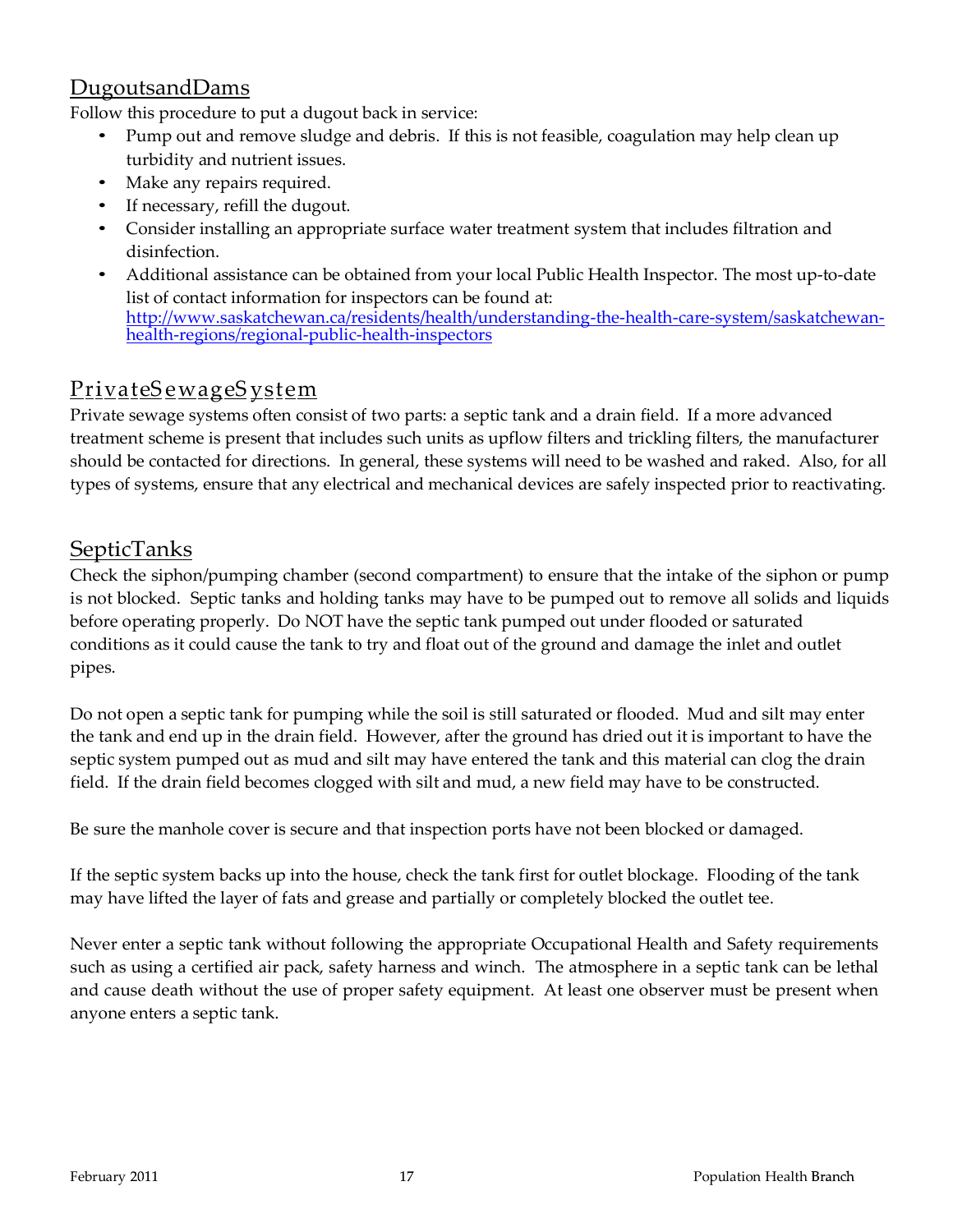## Dugouts and Dams

Follow this procedure to put a dugout back in service:

- Pump out and remove sludge and debris. If this is not feasible, coagulation may help clean up turbidity and nutrient issues.
- Make any repairs required.
- If necessary, refill the dugout.
- Consider installing an appropriate surface water treatment system that includes filtration and disinfection.
- Additional assistance can be obtained from your local Public Health Inspector. The most up-to-date list of contact information for inspectors can be found at: http://www.saskatchewan.ca/residents/health/understanding-the-health-care-system/saskatchewan-health-regions/regional-public-health-inspectors

## Private Sewage System

Private sewage systems often consist of two parts: a septic tank and a drain field. If a more advanced treatment scheme is present that includes such units as upflow filters and trickling filters, the manufacturer should be contacted for directions. In general, these systems will need to be washed and raked. Also, for all types of systems, ensure that any electrical and mechanical devices are safely inspected prior to reactivating.

## Septic Tanks

Check the siphon/pumping chamber (second compartment) to ensure that the intake of the siphon or pump is not blocked. Septic tanks and holding tanks may have to be pumped out to remove all solids and liquids before operating properly. Do NOT have the septic tank pumped out under flooded or saturated conditions as it could cause the tank to try and float out of the ground and damage the inlet and outlet pipes.

Do not open a septic tank for pumping while the soil is still saturated or flooded. Mud and silt may enter the tank and end up in the drain field. However, after the ground has dried out it is important to have the septic system pumped out as mud and silt may have entered the tank and this material can clog the drain field. If the drain field becomes clogged with silt and mud, a new field may have to be constructed.

Be sure the manhole cover is secure and that inspection ports have not been blocked or damaged.

If the septic system backs up into the house, check the tank first for outlet blockage. Flooding of the tank may have lifted the layer of fats and grease and partially or completely blocked the outlet tee.

Never enter a septic tank without following the appropriate Occupational Health and Safety requirements such as using a certified air pack, safety harness and winch. The atmosphere in a septic tank can be lethal and cause death without the use of proper safety equipment. At least one observer must be present when anyone enters a septic tank.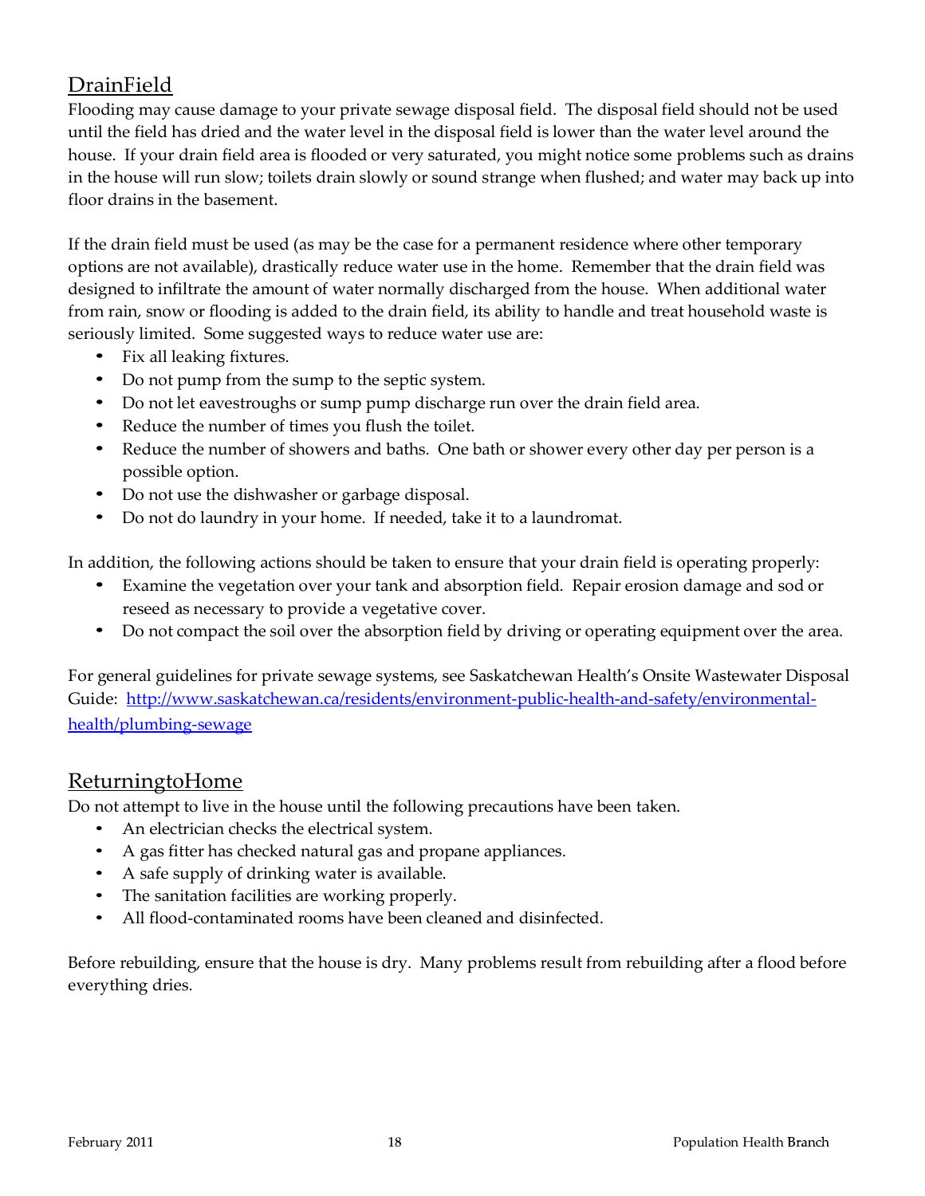## DrainField

Flooding may cause damage to your private sewage disposal field. The disposal field should not be used until the field has dried and the water level in the disposal field is lower than the water level around the house. If your drain field area is flooded or very saturated, you might notice some problems such as drains in the house will run slow; toilets drain slowly or sound strange when flushed; and water may back up into floor drains in the basement.

If the drain field must be used (as may be the case for a permanent residence where other temporary options are not available), drastically reduce water use in the home. Remember that the drain field was designed to infiltrate the amount of water normally discharged from the house. When additional water from rain, snow or flooding is added to the drain field, its ability to handle and treat household waste is seriously limited. Some suggested ways to reduce water use are:

- Fix all leaking fixtures.
- Do not pump from the sump to the septic system.
- Do not let eavestroughs or sump pump discharge run over the drain field area.
- Reduce the number of times you flush the toilet.
- Reduce the number of showers and baths. One bath or shower every other day per person is a possible option.
- Do not use the dishwasher or garbage disposal.
- Do not do laundry in your home. If needed, take it to a laundromat.

In addition, the following actions should be taken to ensure that your drain field is operating properly:

- Examine the vegetation over your tank and absorption field. Repair erosion damage and sod or reseed as necessary to provide a vegetative cover.
- Do not compact the soil over the absorption field by driving or operating equipment over the area.

For general guidelines for private sewage systems, see Saskatchewan Health's Onsite Wastewater Disposal Guide: [http://www.saskatchewan.ca/residents/environment-public-health-and-safety/environmental-health/plumbing-sewage](http://www.saskatchewan.ca/residents/environment-public-health-and-safety/environmental-health/plumbing-sewage)

## ReturningtoHome

Do not attempt to live in the house until the following precautions have been taken.

- An electrician checks the electrical system.
- A gas fitter has checked natural gas and propane appliances.
- A safe supply of drinking water is available.
- The sanitation facilities are working properly.
- All flood-contaminated rooms have been cleaned and disinfected.

Before rebuilding, ensure that the house is dry. Many problems result from rebuilding after a flood before everything dries.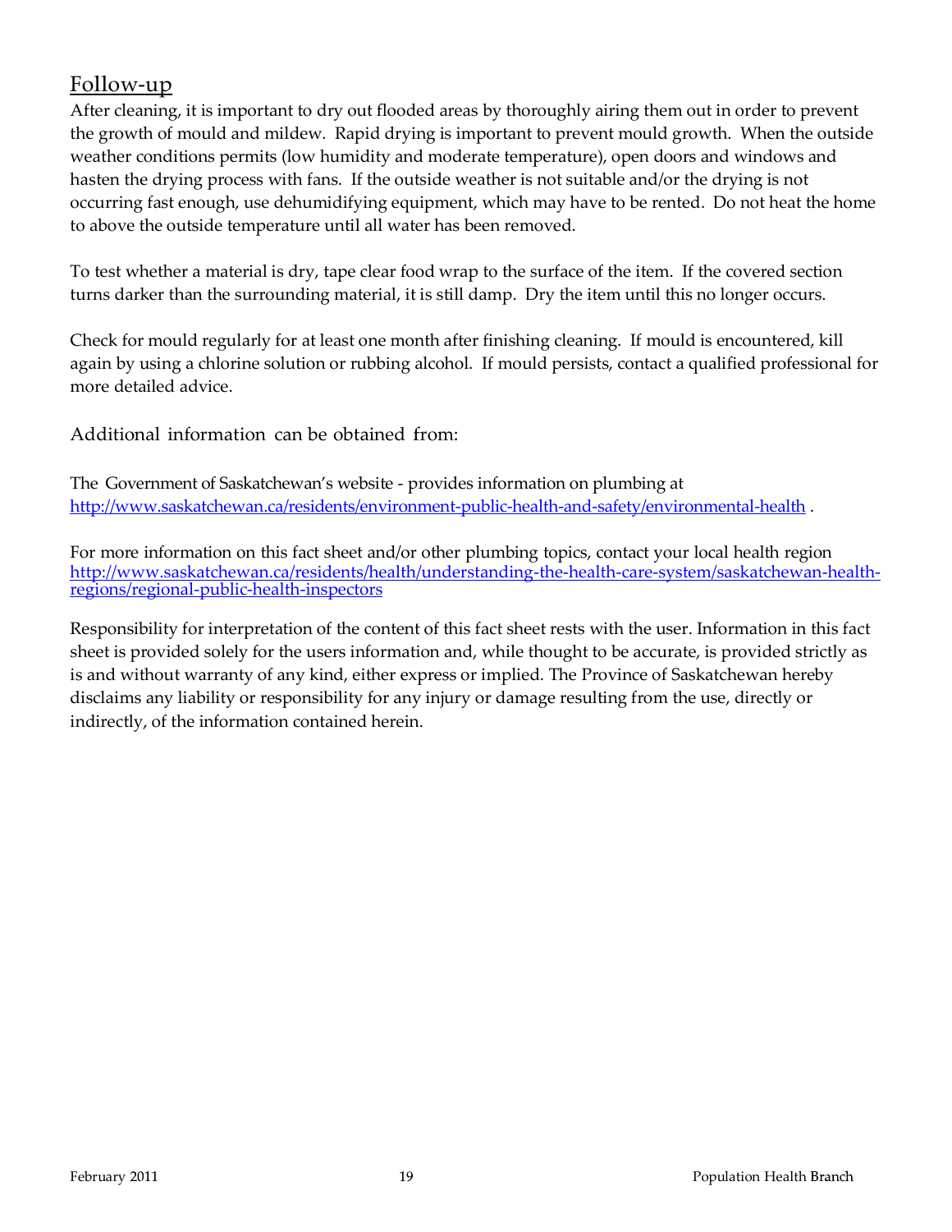## Follow-up

After cleaning, it is important to dry out flooded areas by thoroughly airing them out in order to prevent the growth of mould and mildew. Rapid drying is important to prevent mould growth. When the outside weather conditions permits (low humidity and moderate temperature), open doors and windows and hasten the drying process with fans. If the outside weather is not suitable and/or the drying is not occurring fast enough, use dehumidifying equipment, which may have to be rented. Do not heat the home to above the outside temperature until all water has been removed.

To test whether a material is dry, tape clear food wrap to the surface of the item. If the covered section turns darker than the surrounding material, it is still damp. Dry the item until this no longer occurs.

Check for mould regularly for at least one month after finishing cleaning. If mould is encountered, kill again by using a chlorine solution or rubbing alcohol. If mould persists, contact a qualified professional for more detailed advice.

Additional information can be obtained from:

The Government of Saskatchewan's website - provides information on plumbing at [http://www.saskatchewan.ca/residents/environment-public-health-and-safety/environmental-health](http://www.saskatchewan.ca/residents/environment-public-health-and-safety/environmental-health) .

For more information on this fact sheet and/or other plumbing topics, contact your local health region [http://www.saskatchewan.ca/residents/health/understanding-the-health-care-system/saskatchewan-health-regions/regional-public-health-inspectors](http://www.saskatchewan.ca/residents/health/understanding-the-health-care-system/saskatchewan-health-regions/regional-public-health-inspectors)

Responsibility for interpretation of the content of this fact sheet rests with the user. Information in this fact sheet is provided solely for the users information and, while thought to be accurate, is provided strictly as is and without warranty of any kind, either express or implied. The Province of Saskatchewan hereby disclaims any liability or responsibility for any injury or damage resulting from the use, directly or indirectly, of the information contained herein.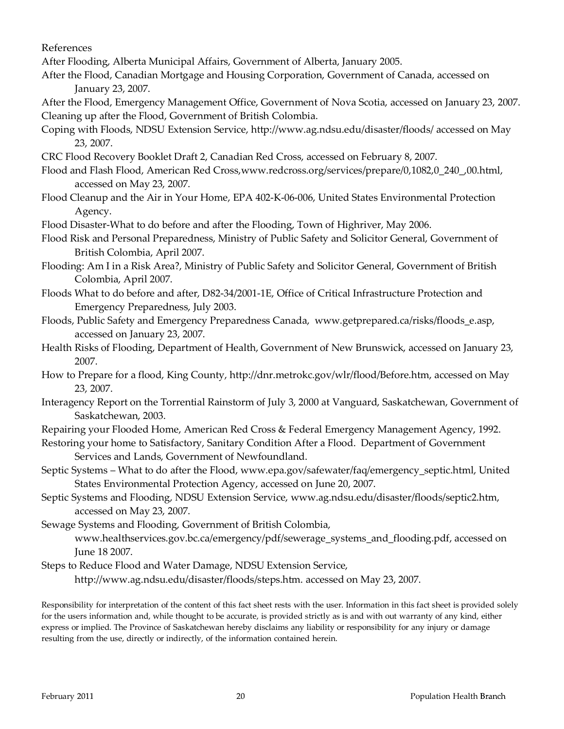References

After Flooding, Alberta Municipal Affairs, Government of Alberta, January 2005.

After the Flood, Canadian Mortgage and Housing Corporation, Government of Canada, accessed on January 23, 2007.

After the Flood, Emergency Management Office, Government of Nova Scotia, accessed on January 23, 2007.

Cleaning up after the Flood, Government of British Colombia.

Coping with Floods, NDSU Extension Service, http://www.ag.ndsu.edu/disaster/floods/ accessed on May 23, 2007.

CRC Flood Recovery Booklet Draft 2, Canadian Red Cross, accessed on February 8, 2007.

Flood and Flash Flood, American Red Cross,www.redcross.org/services/prepare/0,1082,0_240_,00.html, accessed on May 23, 2007.

Flood Cleanup and the Air in Your Home, EPA 402-K-06-006, United States Environmental Protection Agency.

Flood Disaster-What to do before and after the Flooding, Town of Highriver, May 2006.

Flood Risk and Personal Preparedness, Ministry of Public Safety and Solicitor General, Government of British Colombia, April 2007.

Flooding: Am I in a Risk Area?, Ministry of Public Safety and Solicitor General, Government of British Colombia, April 2007.

Floods What to do before and after, D82-34/2001-1E, Office of Critical Infrastructure Protection and Emergency Preparedness, July 2003.

Floods, Public Safety and Emergency Preparedness Canada, www.getprepared.ca/risks/floods_e.asp, accessed on January 23, 2007.

Health Risks of Flooding, Department of Health, Government of New Brunswick, accessed on January 23, 2007.

How to Prepare for a flood, King County, http://dnr.metrokc.gov/wlr/flood/Before.htm, accessed on May 23, 2007.

Interagency Report on the Torrential Rainstorm of July 3, 2000 at Vanguard, Saskatchewan, Government of Saskatchewan, 2003.

Repairing your Flooded Home, American Red Cross & Federal Emergency Management Agency, 1992.

Restoring your home to Satisfactory, Sanitary Condition After a Flood. Department of Government Services and Lands, Government of Newfoundland.

Septic Systems – What to do after the Flood, www.epa.gov/safewater/faq/emergency_septic.html, United States Environmental Protection Agency, accessed on June 20, 2007.

Septic Systems and Flooding, NDSU Extension Service, www.ag.ndsu.edu/disaster/floods/septic2.htm, accessed on May 23, 2007.

Sewage Systems and Flooding, Government of British Colombia, www.healthservices.gov.bc.ca/emergency/pdf/sewerage_systems_and_flooding.pdf, accessed on June 18 2007.

Steps to Reduce Flood and Water Damage, NDSU Extension Service, http://www.ag.ndsu.edu/disaster/floods/steps.htm. accessed on May 23, 2007.

Responsibility for interpretation of the content of this fact sheet rests with the user. Information in this fact sheet is provided solely for the users information and, while thought to be accurate, is provided strictly as is and with out warranty of any kind, either express or implied. The Province of Saskatchewan hereby disclaims any liability or responsibility for any injury or damage resulting from the use, directly or indirectly, of the information contained herein.